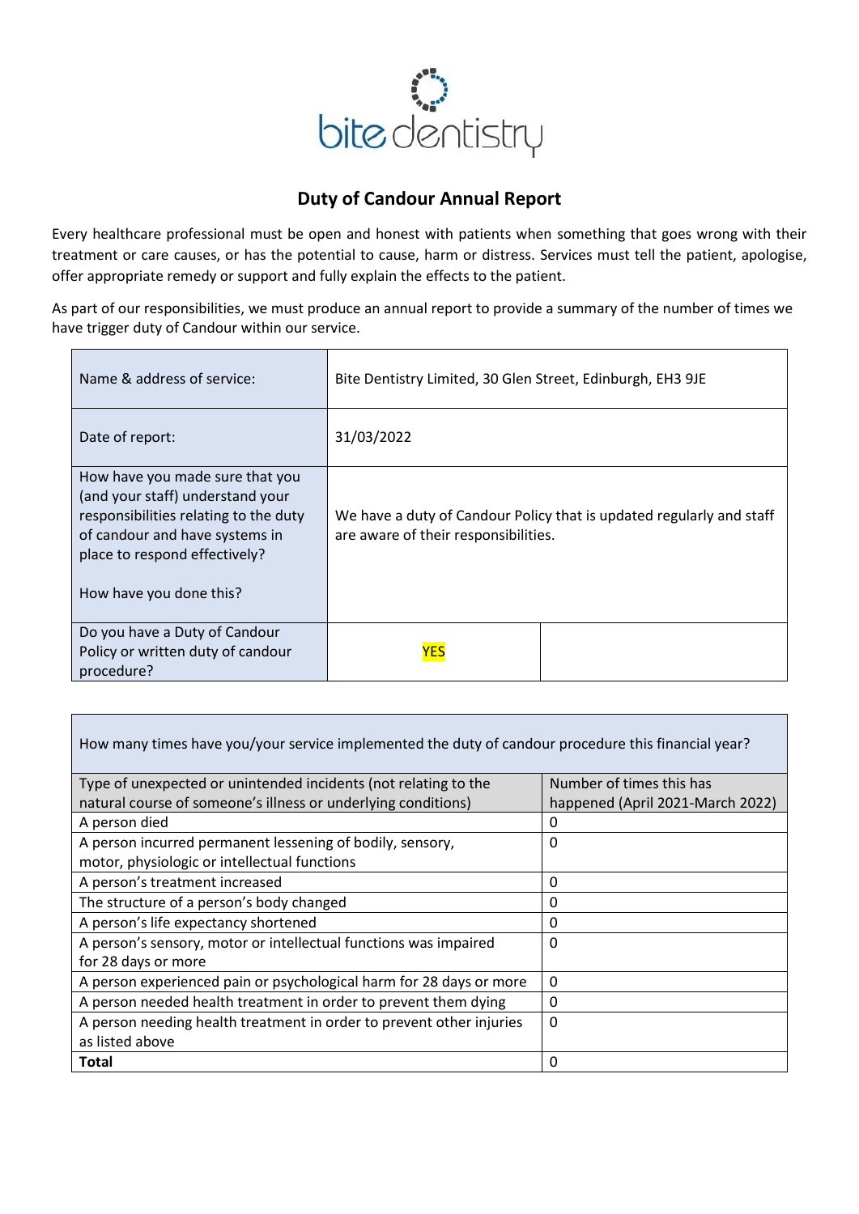bite dentistry

## Duty of Candour Annual Report

Every healthcare professional must be open and honest with patients when something that goes wrong with their treatment or care causes, or has the potential to cause, harm or distress. Services must tell the patient, apologise, offer appropriate remedy or support and fully explain the effects to the patient.

As part of our responsibilities, we must produce an annual report to provide a summary of the number of times we have trigger duty of Candour within our service.

| | | |
|---|---|---|
| Name & address of service: | Bite Dentistry Limited, 30 Glen Street, Edinburgh, EH3 9JE | |
| Date of report: | 31/03/2022 | |
| How have you made sure that you (and your staff) understand your responsibilities relating to the duty of candour and have systems in place to respond effectively?<br><br>How have you done this? | We have a duty of Candour Policy that is updated regularly and staff are aware of their responsibilities. | |
| Do you have a Duty of Candour Policy or written duty of candour procedure? | YES | |

| How many times have you/your service implemented the duty of candour procedure this financial year? | |
|---|---|
| **Type of unexpected or unintended incidents (not relating to the natural course of someone's illness or underlying conditions)** | **Number of times this has happened (April 2021-March 2022)** |
| A person died | 0 |
| A person incurred permanent lessening of bodily, sensory, motor, physiologic or intellectual functions | 0 |
| A person's treatment increased | 0 |
| The structure of a person's body changed | 0 |
| A person's life expectancy shortened | 0 |
| A person's sensory, motor or intellectual functions was impaired for 28 days or more | 0 |
| A person experienced pain or psychological harm for 28 days or more | 0 |
| A person needed health treatment in order to prevent them dying | 0 |
| A person needing health treatment in order to prevent other injuries as listed above | 0 |
| **Total** | 0 |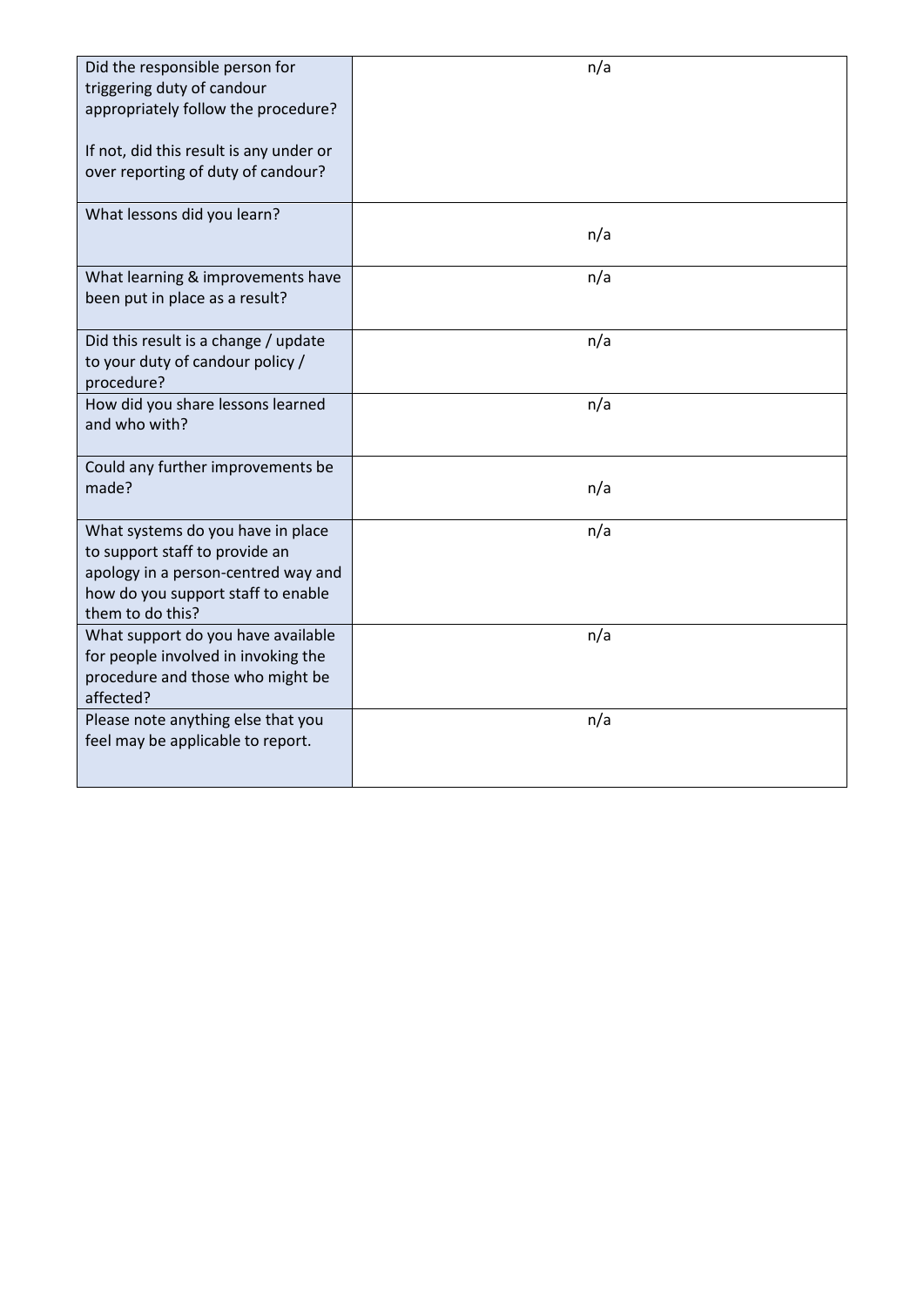| | |
|---|---|
| Did the responsible person for triggering duty of candour appropriately follow the procedure?<br><br>If not, did this result is any under or over reporting of duty of candour? | n/a |
| What lessons did you learn? | n/a |
| What learning & improvements have been put in place as a result? | n/a |
| Did this result is a change / update to your duty of candour policy / procedure? | n/a |
| How did you share lessons learned and who with? | n/a |
| Could any further improvements be made? | n/a |
| What systems do you have in place to support staff to provide an apology in a person-centred way and how do you support staff to enable them to do this? | n/a |
| What support do you have available for people involved in invoking the procedure and those who might be affected? | n/a |
| Please note anything else that you feel may be applicable to report. | n/a |